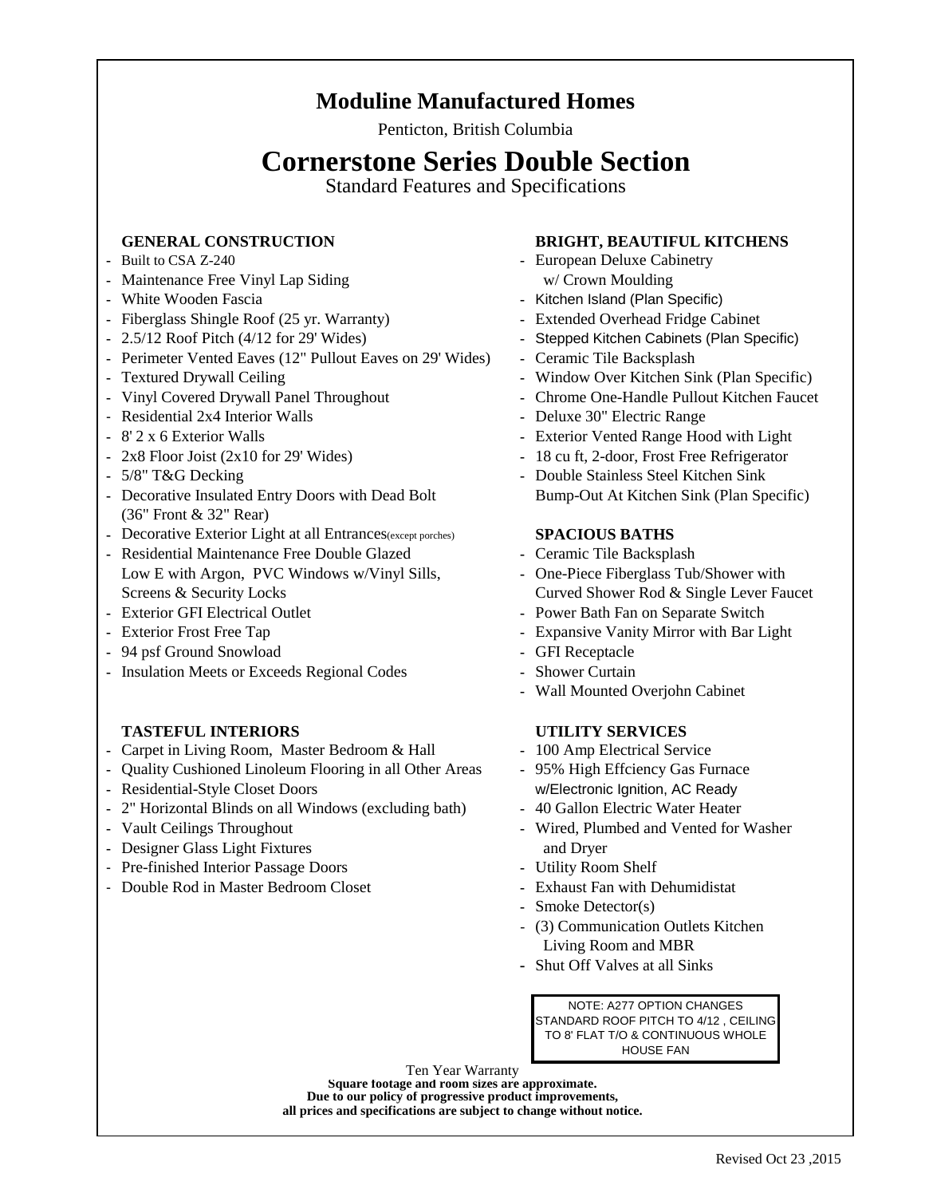# Moduline Manufactured Homes

Penticton, British Columbia

# Cornerstone Series Double Section

Standard Features and Specifications

### GENERAL CONSTRUCTION

- Built to CSA Z-240
- Maintenance Free Vinyl Lap Siding
- White Wooden Fascia
- Fiberglass Shingle Roof (25 yr. Warranty)
- 2.5/12 Roof Pitch (4/12 for 29' Wides)
- Perimeter Vented Eaves (12" Pullout Eaves on 29' Wides)
- Textured Drywall Ceiling
- Vinyl Covered Drywall Panel Throughout
- Residential 2x4 Interior Walls
- 8' 2 x 6 Exterior Walls
- 2x8 Floor Joist (2x10 for 29' Wides)
- 5/8" T&G Decking
- Decorative Insulated Entry Doors with Dead Bolt (36" Front & 32" Rear)
- Decorative Exterior Light at all Entrances(except porches)
- Residential Maintenance Free Double Glazed Low E with Argon, PVC Windows w/Vinyl Sills, Screens & Security Locks
- Exterior GFI Electrical Outlet
- Exterior Frost Free Tap
- 94 psf Ground Snowload
- Insulation Meets or Exceeds Regional Codes

### TASTEFUL INTERIORS

- Carpet in Living Room, Master Bedroom & Hall
- Quality Cushioned Linoleum Flooring in all Other Areas
- Residential-Style Closet Doors
- 2" Horizontal Blinds on all Windows (excluding bath)
- Vault Ceilings Throughout
- Designer Glass Light Fixtures
- Pre-finished Interior Passage Doors
- Double Rod in Master Bedroom Closet

### BRIGHT, BEAUTIFUL KITCHENS

- European Deluxe Cabinetry w/ Crown Moulding
- Kitchen Island (Plan Specific)
- Extended Overhead Fridge Cabinet
- Stepped Kitchen Cabinets (Plan Specific)
- Ceramic Tile Backsplash
- Window Over Kitchen Sink (Plan Specific)
- Chrome One-Handle Pullout Kitchen Faucet
- Deluxe 30" Electric Range
- Exterior Vented Range Hood with Light
- 18 cu ft, 2-door, Frost Free Refrigerator
- Double Stainless Steel Kitchen Sink Bump-Out At Kitchen Sink (Plan Specific)

### SPACIOUS BATHS

- Ceramic Tile Backsplash
- One-Piece Fiberglass Tub/Shower with Curved Shower Rod & Single Lever Faucet
- Power Bath Fan on Separate Switch
- Expansive Vanity Mirror with Bar Light
- GFI Receptacle
- Shower Curtain
- Wall Mounted Overjohn Cabinet

### UTILITY SERVICES

- 100 Amp Electrical Service
- 95% High Effciency Gas Furnace w/Electronic Ignition, AC Ready
- 40 Gallon Electric Water Heater
- Wired, Plumbed and Vented for Washer and Dryer
- Utility Room Shelf
- Exhaust Fan with Dehumidistat
- Smoke Detector(s)
- (3) Communication Outlets Kitchen Living Room and MBR
- Shut Off Valves at all Sinks

NOTE: A277 OPTION CHANGES STANDARD ROOF PITCH TO 4/12 , CEILING TO 8' FLAT T/O & CONTINUOUS WHOLE HOUSE FAN

Ten Year Warranty

**Square footage and room sizes are approximate.**
**Due to our policy of progressive product improvements,**
**all prices and specifications are subject to change without notice.**

Revised Oct 23 ,2015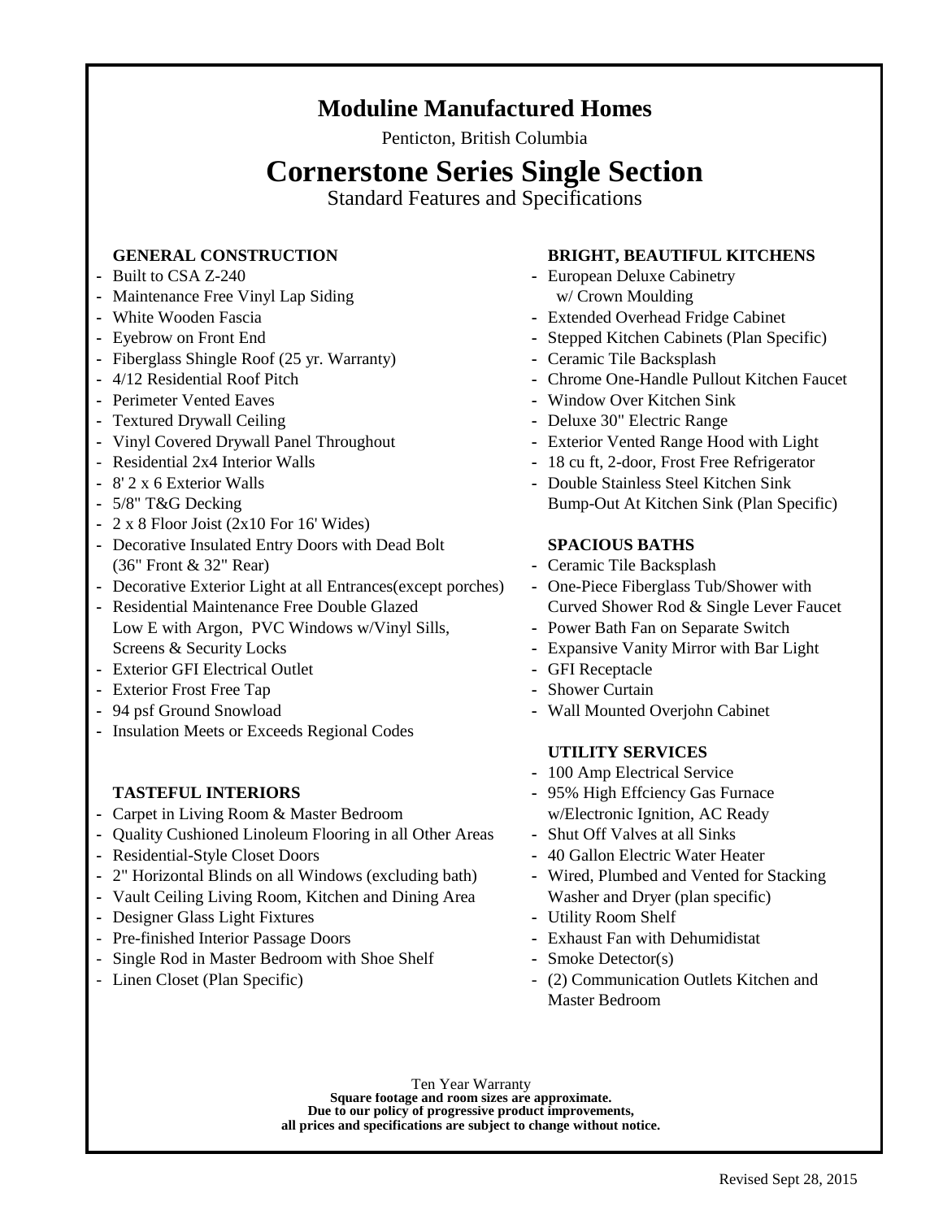# Moduline Manufactured Homes

Penticton, British Columbia

# Cornerstone Series Single Section

Standard Features and Specifications

### GENERAL CONSTRUCTION

- Built to CSA Z-240
- Maintenance Free Vinyl Lap Siding
- White Wooden Fascia
- Eyebrow on Front End
- Fiberglass Shingle Roof (25 yr. Warranty)
- 4/12 Residential Roof Pitch
- Perimeter Vented Eaves
- Textured Drywall Ceiling
- Vinyl Covered Drywall Panel Throughout
- Residential 2x4 Interior Walls
- 8' 2 x 6 Exterior Walls
- 5/8" T&G Decking
- 2 x 8 Floor Joist (2x10 For 16' Wides)
- Decorative Insulated Entry Doors with Dead Bolt (36" Front & 32" Rear)
- Decorative Exterior Light at all Entrances(except porches)
- Residential Maintenance Free Double Glazed Low E with Argon, PVC Windows w/Vinyl Sills, Screens & Security Locks
- Exterior GFI Electrical Outlet
- Exterior Frost Free Tap
- 94 psf Ground Snowload
- Insulation Meets or Exceeds Regional Codes

### TASTEFUL INTERIORS

- Carpet in Living Room & Master Bedroom
- Quality Cushioned Linoleum Flooring in all Other Areas
- Residential-Style Closet Doors
- 2" Horizontal Blinds on all Windows (excluding bath)
- Vault Ceiling Living Room, Kitchen and Dining Area
- Designer Glass Light Fixtures
- Pre-finished Interior Passage Doors
- Single Rod in Master Bedroom with Shoe Shelf
- Linen Closet (Plan Specific)

### BRIGHT, BEAUTIFUL KITCHENS

- European Deluxe Cabinetry w/ Crown Moulding
- Extended Overhead Fridge Cabinet
- Stepped Kitchen Cabinets (Plan Specific)
- Ceramic Tile Backsplash
- Chrome One-Handle Pullout Kitchen Faucet
- Window Over Kitchen Sink
- Deluxe 30" Electric Range
- Exterior Vented Range Hood with Light
- 18 cu ft, 2-door, Frost Free Refrigerator
- Double Stainless Steel Kitchen Sink Bump-Out At Kitchen Sink (Plan Specific)

### SPACIOUS BATHS

- Ceramic Tile Backsplash
- One-Piece Fiberglass Tub/Shower with Curved Shower Rod & Single Lever Faucet
- Power Bath Fan on Separate Switch
- Expansive Vanity Mirror with Bar Light
- GFI Receptacle
- Shower Curtain
- Wall Mounted Overjohn Cabinet

### UTILITY SERVICES

- 100 Amp Electrical Service
- 95% High Effciency Gas Furnace w/Electronic Ignition, AC Ready
- Shut Off Valves at all Sinks
- 40 Gallon Electric Water Heater
- Wired, Plumbed and Vented for Stacking Washer and Dryer (plan specific)
- Utility Room Shelf
- Exhaust Fan with Dehumidistat
- Smoke Detector(s)
- (2) Communication Outlets Kitchen and Master Bedroom

Ten Year Warranty

**Square footage and room sizes are approximate.**
**Due to our policy of progressive product improvements,**
**all prices and specifications are subject to change without notice.**

Revised Sept 28, 2015